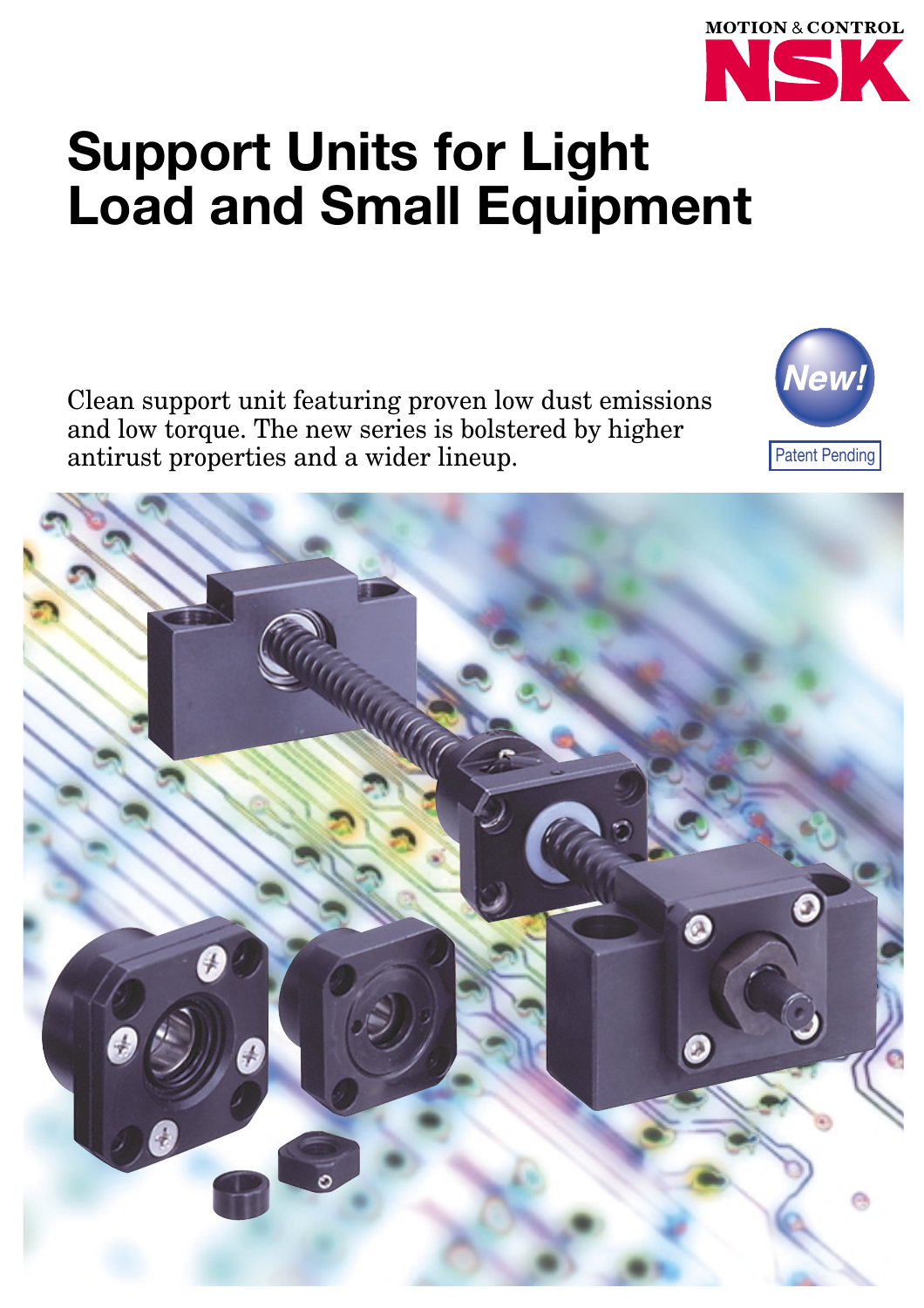MOTION & CONTROL NSK

# Support Units for Light Load and Small Equipment

Clean support unit featuring proven low dust emissions and low torque. The new series is bolstered by higher antirust properties and a wider lineup.

New!

Patent Pending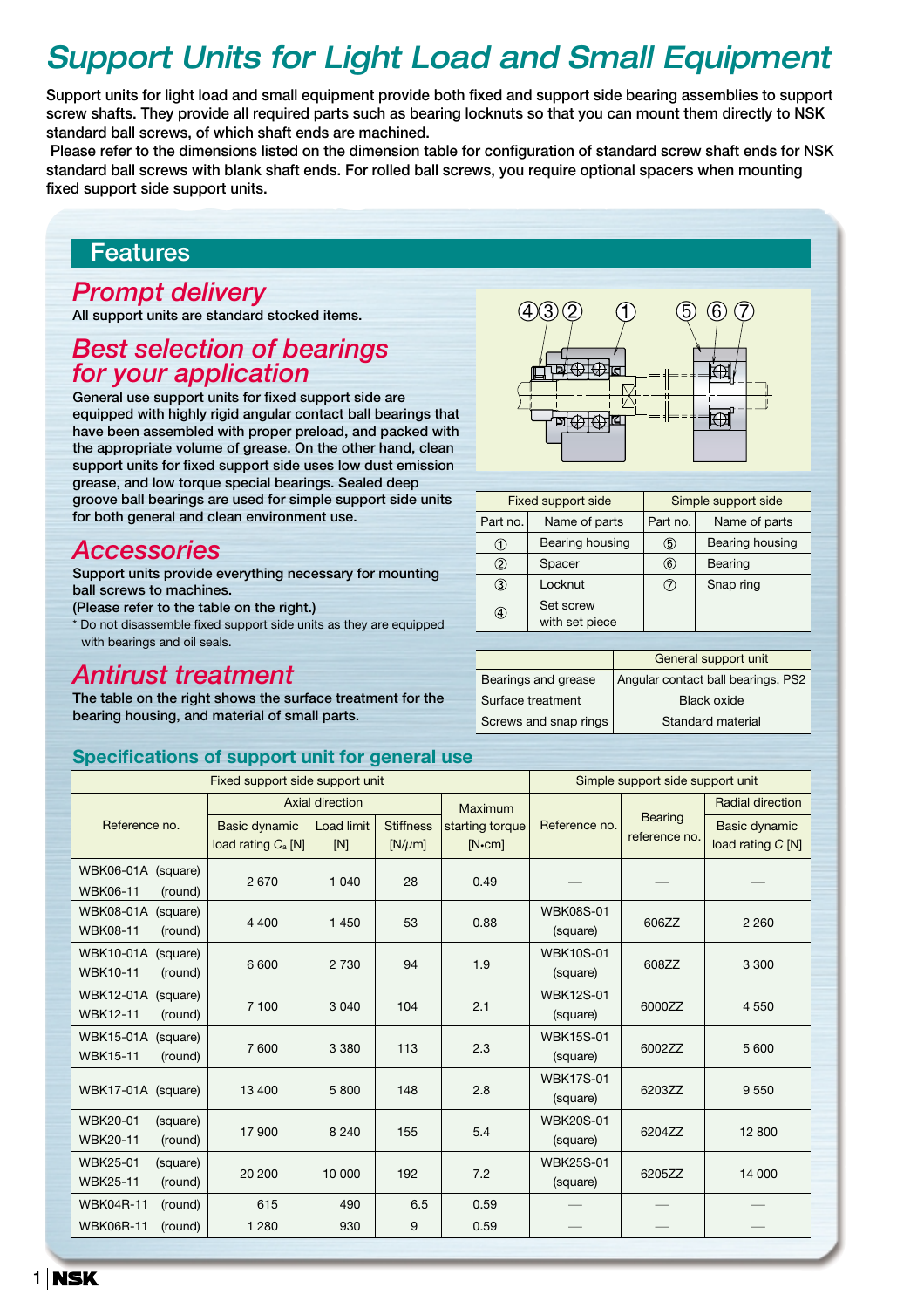# Support Units for Light Load and Small Equipment

Support units for light load and small equipment provide both fixed and support side bearing assemblies to support screw shafts. They provide all required parts such as bearing locknuts so that you can mount them directly to NSK standard ball screws, of which shaft ends are machined.

Please refer to the dimensions listed on the dimension table for configuration of standard screw shaft ends for NSK standard ball screws with blank shaft ends. For rolled ball screws, you require optional spacers when mounting fixed support side support units.

## Features

### Prompt delivery

All support units are standard stocked items.

### Best selection of bearings for your application

General use support units for fixed support side are equipped with highly rigid angular contact ball bearings that have been assembled with proper preload, and packed with the appropriate volume of grease. On the other hand, clean support units for fixed support side uses low dust emission grease, and low torque special bearings. Sealed deep groove ball bearings are used for simple support side units for both general and clean environment use.

### Accessories

Support units provide everything necessary for mounting ball screws to machines.
(Please refer to the table on the right.)

\* Do not disassemble fixed support side units as they are equipped with bearings and oil seals.

### Antirust treatment

The table on the right shows the surface treatment for the bearing housing, and material of small parts.

| Fixed support side | | Simple support side | |
|---|---|---|---|
| Part no. | Name of parts | Part no. | Name of parts |
| ① | Bearing housing | ⑤ | Bearing housing |
| ② | Spacer | ⑥ | Bearing |
| ③ | Locknut | ⑦ | Snap ring |
| ④ | Set screw with set piece | | |

| | General support unit |
|---|---|
| Bearings and grease | Angular contact ball bearings, PS2 |
| Surface treatment | Black oxide |
| Screws and snap rings | Standard material |

### Specifications of support unit for general use

| Fixed support side support unit | | | | | Simple support side support unit | | |
|---|---|---|---|---|---|---|---|
| Reference no. | Axial direction | | | Maximum starting torque [N·cm] | Reference no. | Bearing reference no. | Radial direction |
| | Basic dynamic load rating $C_a$ [N] | Load limit [N] | Stiffness [N/μm] | | | | Basic dynamic load rating $C$ [N] |
| WBK06-01A (square) WBK06-11 (round) | 2 670 | 1 040 | 28 | 0.49 | — | — | — |
| WBK08-01A (square) WBK08-11 (round) | 4 400 | 1 450 | 53 | 0.88 | WBK08S-01 (square) | 606ZZ | 2 260 |
| WBK10-01A (square) WBK10-11 (round) | 6 600 | 2 730 | 94 | 1.9 | WBK10S-01 (square) | 608ZZ | 3 300 |
| WBK12-01A (square) WBK12-11 (round) | 7 100 | 3 040 | 104 | 2.1 | WBK12S-01 (square) | 6000ZZ | 4 550 |
| WBK15-01A (square) WBK15-11 (round) | 7 600 | 3 380 | 113 | 2.3 | WBK15S-01 (square) | 6002ZZ | 5 600 |
| WBK17-01A (square) | 13 400 | 5 800 | 148 | 2.8 | WBK17S-01 (square) | 6203ZZ | 9 550 |
| WBK20-01 (square) WBK20-11 (round) | 17 900 | 8 240 | 155 | 5.4 | WBK20S-01 (square) | 6204ZZ | 12 800 |
| WBK25-01 (square) WBK25-11 (round) | 20 200 | 10 000 | 192 | 7.2 | WBK25S-01 (square) | 6205ZZ | 14 000 |
| WBK04R-11 (round) | 615 | 490 | 6.5 | 0.59 | — | — | — |
| WBK06R-11 (round) | 1 280 | 930 | 9 | 0.59 | — | — | — |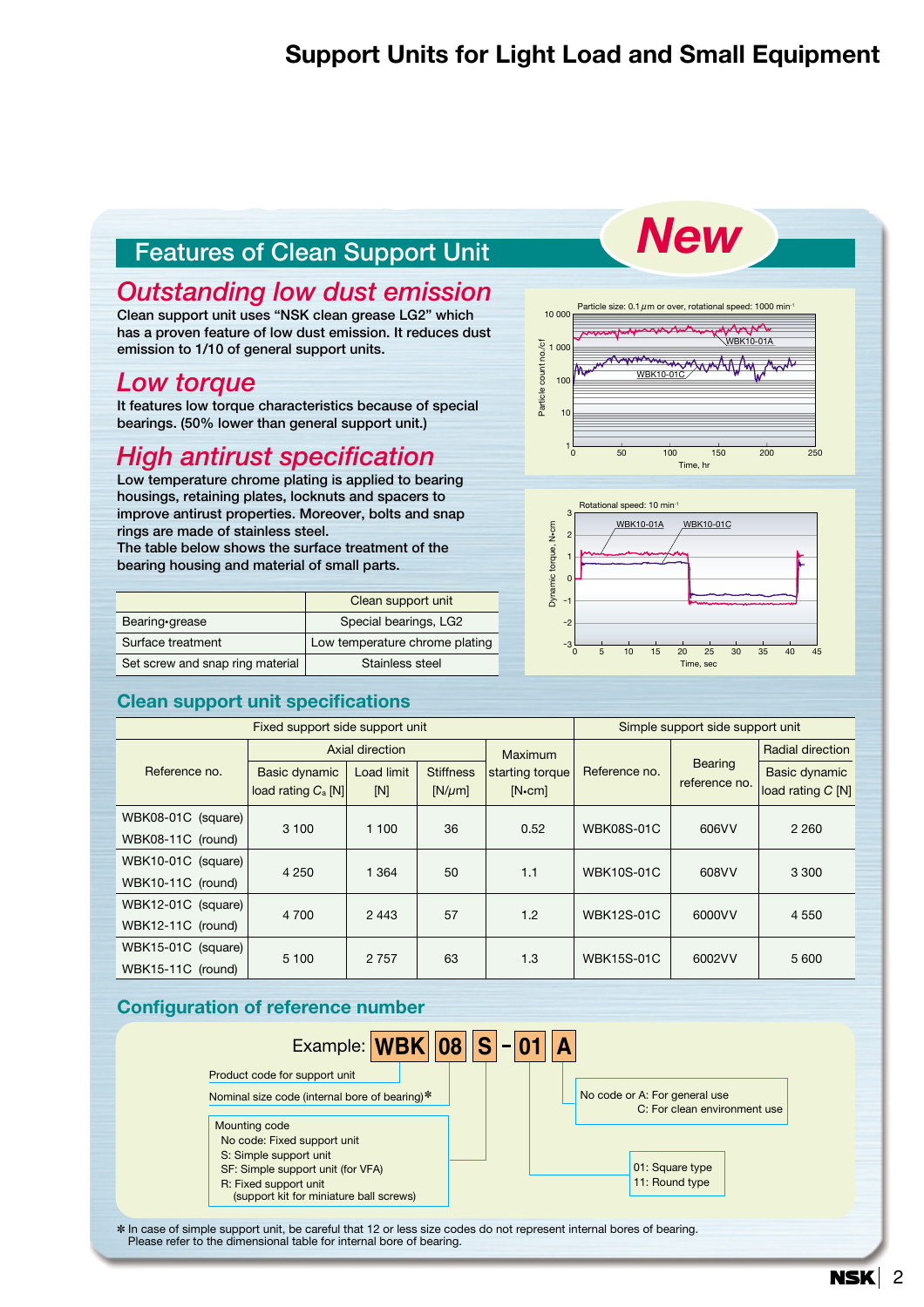# Support Units for Light Load and Small Equipment

## Features of Clean Support Unit

**New**

### *Outstanding low dust emission*

Clean support unit uses “NSK clean grease LG2” which has a proven feature of low dust emission. It reduces dust emission to 1/10 of general support units.

### *Low torque*

It features low torque characteristics because of special bearings. (50% lower than general support unit.)

### *High antirust specification*

Low temperature chrome plating is applied to bearing housings, retaining plates, locknuts and spacers to improve antirust properties. Moreover, bolts and snap rings are made of stainless steel.
The table below shows the surface treatment of the bearing housing and material of small parts.

| | Clean support unit |
|---|---|
| Bearing•grease | Special bearings, LG2 |
| Surface treatment | Low temperature chrome plating |
| Set screw and snap ring material | Stainless steel |

Particle size: 0.1 $\mu$m or over, rotational speed: 1000 min$^{-1}$

Particle count no./cf; Time, hr; WBK10-01A; WBK10-01C

Rotational speed: 10 min$^{-1}$

Dynamic torque, N•cm; Time, sec; WBK10-01A; WBK10-01C

## Clean support unit specifications

| Fixed support side support unit | | | | | Simple support side support unit | | |
|---|---|---|---|---|---|---|---|
| Reference no. | Axial direction | | | Maximum starting torque [N•cm] | Reference no. | Bearing reference no. | Radial direction |
| | Basic dynamic load rating $C_a$ [N] | Load limit [N] | Stiffness [N/$\mu$m] | | | | Basic dynamic load rating $C$ [N] |
| WBK08-01C (square)<br>WBK08-11C (round) | 3 100 | 1 100 | 36 | 0.52 | WBK08S-01C | 606VV | 2 260 |
| WBK10-01C (square)<br>WBK10-11C (round) | 4 250 | 1 364 | 50 | 1.1 | WBK10S-01C | 608VV | 3 300 |
| WBK12-01C (square)<br>WBK12-11C (round) | 4 700 | 2 443 | 57 | 1.2 | WBK12S-01C | 6000VV | 4 550 |
| WBK15-01C (square)<br>WBK15-11C (round) | 5 100 | 2 757 | 63 | 1.3 | WBK15S-01C | 6002VV | 5 600 |

## Configuration of reference number

Example: **WBK 08 S - 01 A**

- WBK: Product code for support unit
- 08: Nominal size code (internal bore of bearing)*
- S: Mounting code
  - No code: Fixed support unit
  - S: Simple support unit
  - SF: Simple support unit (for VFA)
  - R: Fixed support unit (support kit for miniature ball screws)
- 01: 01: Square type; 11: Round type
- A: No code or A: For general use; C: For clean environment use

* In case of simple support unit, be careful that 12 or less size codes do not represent internal bores of bearing.
Please refer to the dimensional table for internal bore of bearing.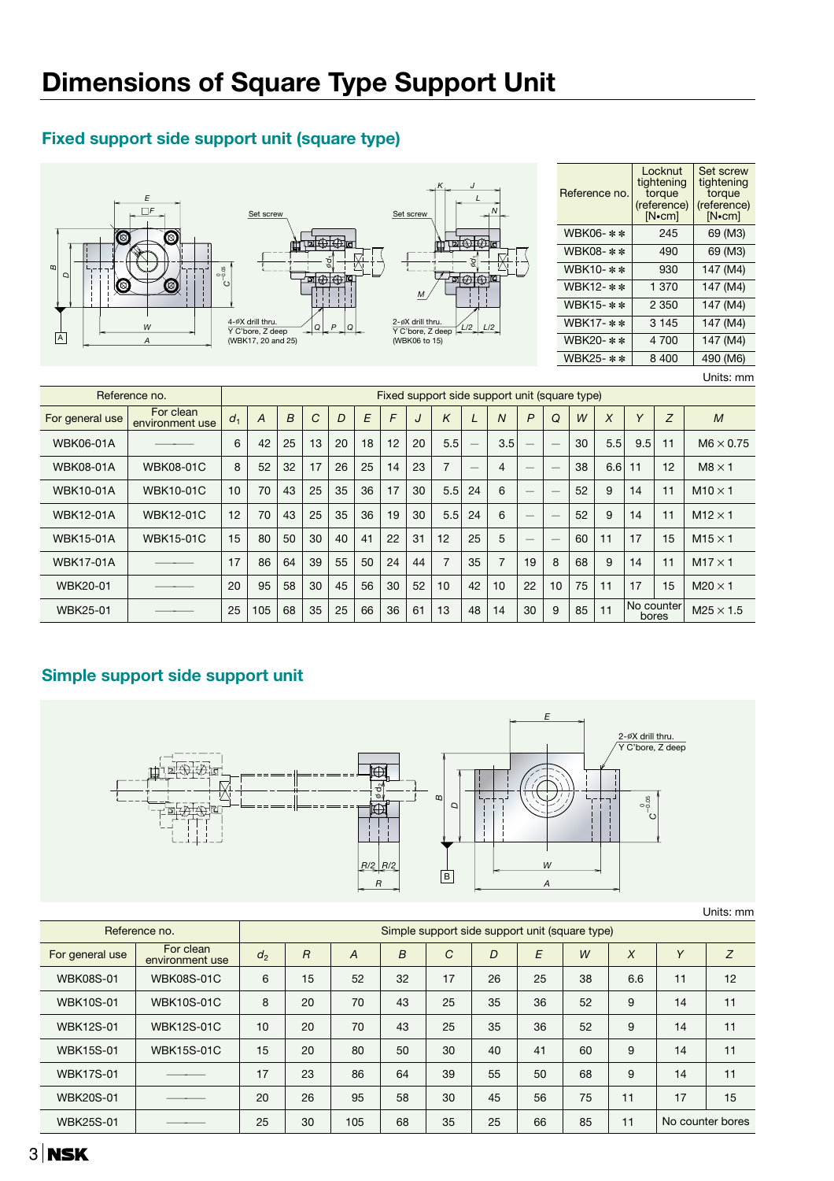# Dimensions of Square Type Support Unit

## Fixed support side support unit (square type)

| Reference no. | Locknut tightening torque (reference) [N•cm] | Set screw tightening torque (reference) [N•cm] |
|---|---|---|
| WBK06-** | 245 | 69 (M3) |
| WBK08-** | 490 | 69 (M3) |
| WBK10-** | 930 | 147 (M4) |
| WBK12-** | 1 370 | 147 (M4) |
| WBK15-** | 2 350 | 147 (M4) |
| WBK17-** | 3 145 | 147 (M4) |
| WBK20-** | 4 700 | 147 (M4) |
| WBK25-** | 8 400 | 490 (M6) |

Units: mm

| Reference no. | | Fixed support side support unit (square type) | | | | | | | | | | | | | | | | | |
|---|---|---|---|---|---|---|---|---|---|---|---|---|---|---|---|---|---|---|---|
| For general use | For clean environment use | $d_1$ | $A$ | $B$ | $C$ | $D$ | $E$ | $F$ | $J$ | $K$ | $L$ | $N$ | $P$ | $Q$ | $W$ | $X$ | $Y$ | $Z$ | $M$ |
| WBK06-01A | ——— | 6 | 42 | 25 | 13 | 20 | 18 | 12 | 20 | 5.5 | — | 3.5 | — | — | 30 | 5.5 | 9.5 | 11 | M6 × 0.75 |
| WBK08-01A | WBK08-01C | 8 | 52 | 32 | 17 | 26 | 25 | 14 | 23 | 7 | — | 4 | — | — | 38 | 6.6 | 11 | 12 | M8 × 1 |
| WBK10-01A | WBK10-01C | 10 | 70 | 43 | 25 | 35 | 36 | 17 | 30 | 5.5 | 24 | 6 | — | — | 52 | 9 | 14 | 11 | M10 × 1 |
| WBK12-01A | WBK12-01C | 12 | 70 | 43 | 25 | 35 | 36 | 19 | 30 | 5.5 | 24 | 6 | — | — | 52 | 9 | 14 | 11 | M12 × 1 |
| WBK15-01A | WBK15-01C | 15 | 80 | 50 | 30 | 40 | 41 | 22 | 31 | 12 | 25 | 5 | — | — | 60 | 11 | 17 | 15 | M15 × 1 |
| WBK17-01A | ——— | 17 | 86 | 64 | 39 | 55 | 50 | 24 | 44 | 7 | 35 | 7 | 19 | 8 | 68 | 9 | 14 | 11 | M17 × 1 |
| WBK20-01 | ——— | 20 | 95 | 58 | 30 | 45 | 56 | 30 | 52 | 10 | 42 | 10 | 22 | 10 | 75 | 11 | 17 | 15 | M20 × 1 |
| WBK25-01 | ——— | 25 | 105 | 68 | 35 | 25 | 66 | 36 | 61 | 13 | 48 | 14 | 30 | 9 | 85 | 11 | No counter bores | | M25 × 1.5 |

## Simple support side support unit

Units: mm

| Reference no. | | Simple support side support unit (square type) | | | | | | | | | | |
|---|---|---|---|---|---|---|---|---|---|---|---|---|
| For general use | For clean environment use | $d_2$ | $R$ | $A$ | $B$ | $C$ | $D$ | $E$ | $W$ | $X$ | $Y$ | $Z$ |
| WBK08S-01 | WBK08S-01C | 6 | 15 | 52 | 32 | 17 | 26 | 25 | 38 | 6.6 | 11 | 12 |
| WBK10S-01 | WBK10S-01C | 8 | 20 | 70 | 43 | 25 | 35 | 36 | 52 | 9 | 14 | 11 |
| WBK12S-01 | WBK12S-01C | 10 | 20 | 70 | 43 | 25 | 35 | 36 | 52 | 9 | 14 | 11 |
| WBK15S-01 | WBK15S-01C | 15 | 20 | 80 | 50 | 30 | 40 | 41 | 60 | 9 | 14 | 11 |
| WBK17S-01 | ——— | 17 | 23 | 86 | 64 | 39 | 55 | 50 | 68 | 9 | 14 | 11 |
| WBK20S-01 | ——— | 20 | 26 | 95 | 58 | 30 | 45 | 56 | 75 | 11 | 17 | 15 |
| WBK25S-01 | ——— | 25 | 30 | 105 | 68 | 35 | 25 | 66 | 85 | 11 | No counter bores | |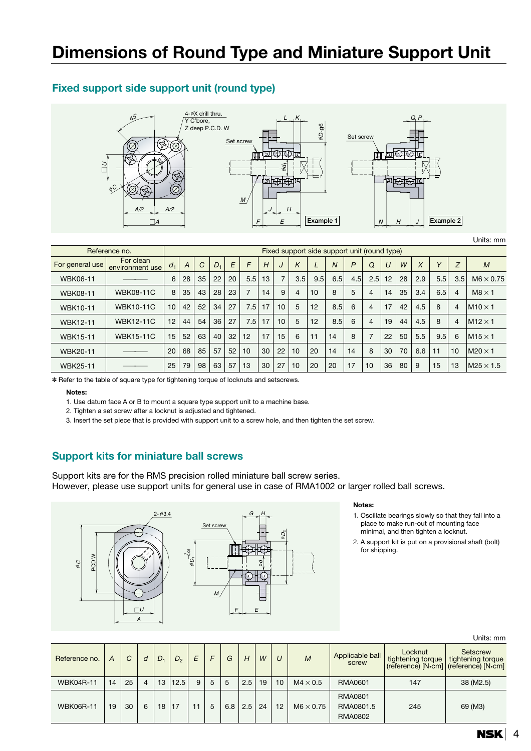# Dimensions of Round Type and Miniature Support Unit

## Fixed support side support unit (round type)

Units: mm

| Reference no. | | Fixed support side support unit (round type) | | | | | | | | | | | | | | | | | | |
|---|---|---|---|---|---|---|---|---|---|---|---|---|---|---|---|---|---|---|---|---|
| For general use | For clean environment use | $d_1$ | $A$ | $C$ | $D_1$ | $E$ | $F$ | $H$ | $J$ | $K$ | $L$ | $N$ | $P$ | $Q$ | $U$ | $W$ | $X$ | $Y$ | $Z$ | $M$ |
| WBK06-11 | ——— | 6 | 28 | 35 | 22 | 20 | 5.5 | 13 | 7 | 3.5 | 9.5 | 6.5 | 4.5 | 2.5 | 12 | 28 | 2.9 | 5.5 | 3.5 | M6 × 0.75 |
| WBK08-11 | WBK08-11C | 8 | 35 | 43 | 28 | 23 | 7 | 14 | 9 | 4 | 10 | 8 | 5 | 4 | 14 | 35 | 3.4 | 6.5 | 4 | M8 × 1 |
| WBK10-11 | WBK10-11C | 10 | 42 | 52 | 34 | 27 | 7.5 | 17 | 10 | 5 | 12 | 8.5 | 6 | 4 | 17 | 42 | 4.5 | 8 | 4 | M10 × 1 |
| WBK12-11 | WBK12-11C | 12 | 44 | 54 | 36 | 27 | 7.5 | 17 | 10 | 5 | 12 | 8.5 | 6 | 4 | 19 | 44 | 4.5 | 8 | 4 | M12 × 1 |
| WBK15-11 | WBK15-11C | 15 | 52 | 63 | 40 | 32 | 12 | 17 | 15 | 6 | 11 | 14 | 8 | 7 | 22 | 50 | 5.5 | 9.5 | 6 | M15 × 1 |
| WBK20-11 | ——— | 20 | 68 | 85 | 57 | 52 | 10 | 30 | 22 | 10 | 20 | 14 | 14 | 8 | 30 | 70 | 6.6 | 11 | 10 | M20 × 1 |
| WBK25-11 | ——— | 25 | 79 | 98 | 63 | 57 | 13 | 30 | 27 | 10 | 20 | 20 | 17 | 10 | 36 | 80 | 9 | 15 | 13 | M25 × 1.5 |

* Refer to the table of square type for tightening torque of locknuts and setscrews.

**Notes:**

1. Use datum face A or B to mount a square type support unit to a machine base.
2. Tighten a set screw after a locknut is adjusted and tightened.
3. Insert the set piece that is provided with support unit to a screw hole, and then tighten the set screw.

## Support kits for miniature ball screws

Support kits are for the RMS precision rolled miniature ball screw series.
However, please use support units for general use in case of RMA1002 or larger rolled ball screws.

**Notes:**

1. Oscillate bearings slowly so that they fall into a place to make run-out of mounting face minimal, and then tighten a locknut.
2. A support kit is put on a provisional shaft (bolt) for shipping.

Units: mm

| Reference no. | $A$ | $C$ | $d$ | $D_1$ | $D_2$ | $E$ | $F$ | $G$ | $H$ | $W$ | $U$ | $M$ | Applicable ball screw | Locknut tightening torque (reference) [N•cm] | Setscrew tightening torque (reference) [N•cm] |
|---|---|---|---|---|---|---|---|---|---|---|---|---|---|---|---|
| WBK04R-11 | 14 | 25 | 4 | 13 | 12.5 | 9 | 5 | 5 | 2.5 | 19 | 10 | M4 × 0.5 | RMA0601 | 147 | 38 (M2.5) |
| WBK06R-11 | 19 | 30 | 6 | 18 | 17 | 11 | 5 | 6.8 | 2.5 | 24 | 12 | M6 × 0.75 | RMA0801<br>RMA0801.5<br>RMA0802 | 245 | 69 (M3) |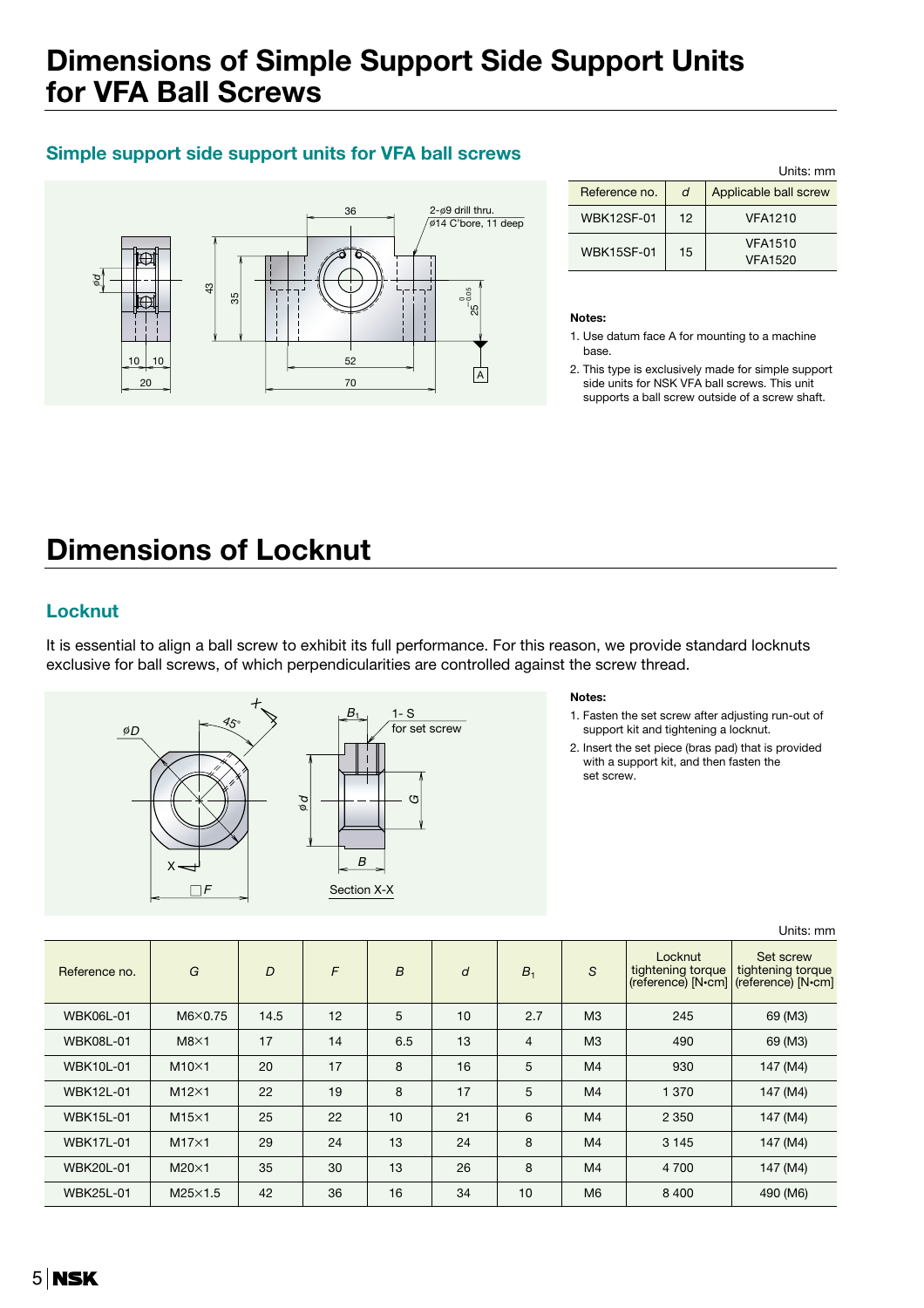# Dimensions of Simple Support Side Support Units for VFA Ball Screws

## Simple support side support units for VFA ball screws

Units: mm

| Reference no. | $d$ | Applicable ball screw |
|---|---|---|
| WBK12SF-01 | 12 | VFA1210 |
| WBK15SF-01 | 15 | VFA1510<br>VFA1520 |

**Notes:**

1. Use datum face A for mounting to a machine base.
2. This type is exclusively made for simple support side units for NSK VFA ball screws. This unit supports a ball screw outside of a screw shaft.

# Dimensions of Locknut

## Locknut

It is essential to align a ball screw to exhibit its full performance. For this reason, we provide standard locknuts exclusive for ball screws, of which perpendicularities are controlled against the screw thread.

**Notes:**

1. Fasten the set screw after adjusting run-out of support kit and tightening a locknut.
2. Insert the set piece (bras pad) that is provided with a support kit, and then fasten the set screw.

Units: mm

| Reference no. | $G$ | $D$ | $F$ | $B$ | $d$ | $B_1$ | $S$ | Locknut tightening torque (reference) [N•cm] | Set screw tightening torque (reference) [N•cm] |
|---|---|---|---|---|---|---|---|---|---|
| WBK06L-01 | M6×0.75 | 14.5 | 12 | 5 | 10 | 2.7 | M3 | 245 | 69 (M3) |
| WBK08L-01 | M8×1 | 17 | 14 | 6.5 | 13 | 4 | M3 | 490 | 69 (M3) |
| WBK10L-01 | M10×1 | 20 | 17 | 8 | 16 | 5 | M4 | 930 | 147 (M4) |
| WBK12L-01 | M12×1 | 22 | 19 | 8 | 17 | 5 | M4 | 1 370 | 147 (M4) |
| WBK15L-01 | M15×1 | 25 | 22 | 10 | 21 | 6 | M4 | 2 350 | 147 (M4) |
| WBK17L-01 | M17×1 | 29 | 24 | 13 | 24 | 8 | M4 | 3 145 | 147 (M4) |
| WBK20L-01 | M20×1 | 35 | 30 | 13 | 26 | 8 | M4 | 4 700 | 147 (M4) |
| WBK25L-01 | M25×1.5 | 42 | 36 | 16 | 34 | 10 | M6 | 8 400 | 490 (M6) |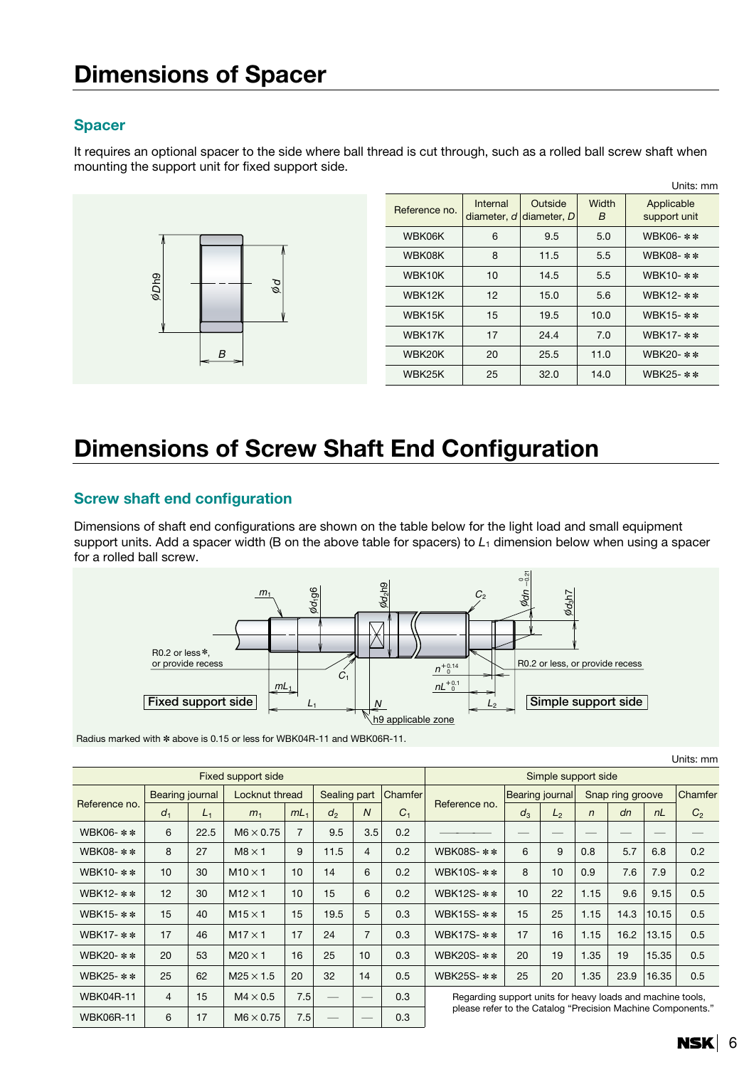# Dimensions of Spacer

### Spacer

It requires an optional spacer to the side where ball thread is cut through, such as a rolled ball screw shaft when mounting the support unit for fixed support side.

Units: mm

| Reference no. | Internal diameter, $d$ | Outside diameter, $D$ | Width $B$ | Applicable support unit |
|---|---|---|---|---|
| WBK06K | 6 | 9.5 | 5.0 | WBK06-＊＊ |
| WBK08K | 8 | 11.5 | 5.5 | WBK08-＊＊ |
| WBK10K | 10 | 14.5 | 5.5 | WBK10-＊＊ |
| WBK12K | 12 | 15.0 | 5.6 | WBK12-＊＊ |
| WBK15K | 15 | 19.5 | 10.0 | WBK15-＊＊ |
| WBK17K | 17 | 24.4 | 7.0 | WBK17-＊＊ |
| WBK20K | 20 | 25.5 | 11.0 | WBK20-＊＊ |
| WBK25K | 25 | 32.0 | 14.0 | WBK25-＊＊ |

# Dimensions of Screw Shaft End Configuration

### Screw shaft end configuration

Dimensions of shaft end configurations are shown on the table below for the light load and small equipment support units. Add a spacer width (B on the above table for spacers) to $L_1$ dimension below when using a spacer for a rolled ball screw.

Radius marked with ✻ above is 0.15 or less for WBK04R-11 and WBK06R-11.

Units: mm

| Fixed support side | | | | | | | | Simple support side | | | | | | |
|---|---|---|---|---|---|---|---|---|---|---|---|---|---|---|
| Reference no. | Bearing journal | | Locknut thread | | Sealing part | | Chamfer | Reference no. | Bearing journal | | Snap ring groove | | | Chamfer |
| | $d_1$ | $L_1$ | $m_1$ | $mL_1$ | $d_2$ | $N$ | $C_1$ | | $d_3$ | $L_2$ | $n$ | $dn$ | $nL$ | $C_2$ |
| WBK06-＊＊ | 6 | 22.5 | M6×0.75 | 7 | 9.5 | 3.5 | 0.2 | — | — | — | — | — | — | — |
| WBK08-＊＊ | 8 | 27 | M8×1 | 9 | 11.5 | 4 | 0.2 | WBK08S-＊＊ | 6 | 9 | 0.8 | 5.7 | 6.8 | 0.2 |
| WBK10-＊＊ | 10 | 30 | M10×1 | 10 | 14 | 6 | 0.2 | WBK10S-＊＊ | 8 | 10 | 0.9 | 7.6 | 7.9 | 0.2 |
| WBK12-＊＊ | 12 | 30 | M12×1 | 10 | 15 | 6 | 0.2 | WBK12S-＊＊ | 10 | 22 | 1.15 | 9.6 | 9.15 | 0.5 |
| WBK15-＊＊ | 15 | 40 | M15×1 | 15 | 19.5 | 5 | 0.3 | WBK15S-＊＊ | 15 | 25 | 1.15 | 14.3 | 10.15 | 0.5 |
| WBK17-＊＊ | 17 | 46 | M17×1 | 17 | 24 | 7 | 0.3 | WBK17S-＊＊ | 17 | 16 | 1.15 | 16.2 | 13.15 | 0.5 |
| WBK20-＊＊ | 20 | 53 | M20×1 | 16 | 25 | 10 | 0.3 | WBK20S-＊＊ | 20 | 19 | 1.35 | 19 | 15.35 | 0.5 |
| WBK25-＊＊ | 25 | 62 | M25×1.5 | 20 | 32 | 14 | 0.5 | WBK25S-＊＊ | 25 | 20 | 1.35 | 23.9 | 16.35 | 0.5 |
| WBK04R-11 | 4 | 15 | M4×0.5 | 7.5 | — | — | 0.3 | | | | | | | |
| WBK06R-11 | 6 | 17 | M6×0.75 | 7.5 | — | — | 0.3 | | | | | | | |

Regarding support units for heavy loads and machine tools, please refer to the Catalog "Precision Machine Components."